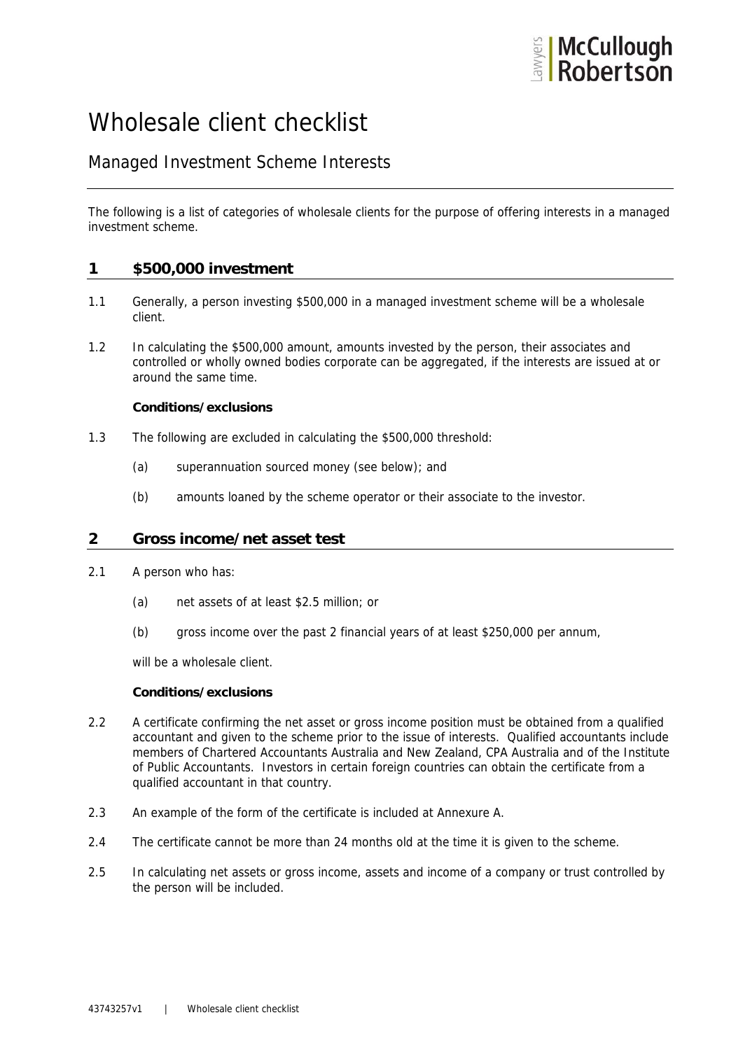# Wholesale client checklist

## Managed Investment Scheme Interests

The following is a list of categories of wholesale clients for the purpose of offering interests in a managed investment scheme.

## 1 $500,000 investment

1.1 Generally, a person investing $500,000 in a managed investment scheme will be a wholesale client.

1.2 In calculating the $500,000 amount, amounts invested by the person, their associates and controlled or wholly owned bodies corporate can be aggregated, if the interests are issued at or around the same time.

**Conditions/exclusions**

1.3 The following are excluded in calculating the $500,000 threshold:

(a) superannuation sourced money (see below); and

(b) amounts loaned by the scheme operator or their associate to the investor.

## 2 Gross income/net asset test

2.1 A person who has:

(a) net assets of at least $2.5 million; or

(b) gross income over the past 2 financial years of at least $250,000 per annum,

will be a wholesale client.

**Conditions/exclusions**

2.2 A certificate confirming the net asset or gross income position must be obtained from a qualified accountant and given to the scheme prior to the issue of interests. Qualified accountants include members of Chartered Accountants Australia and New Zealand, CPA Australia and of the Institute of Public Accountants. Investors in certain foreign countries can obtain the certificate from a qualified accountant in that country.

2.3 An example of the form of the certificate is included at Annexure A.

2.4 The certificate cannot be more than 24 months old at the time it is given to the scheme.

2.5 In calculating net assets or gross income, assets and income of a company or trust controlled by the person will be included.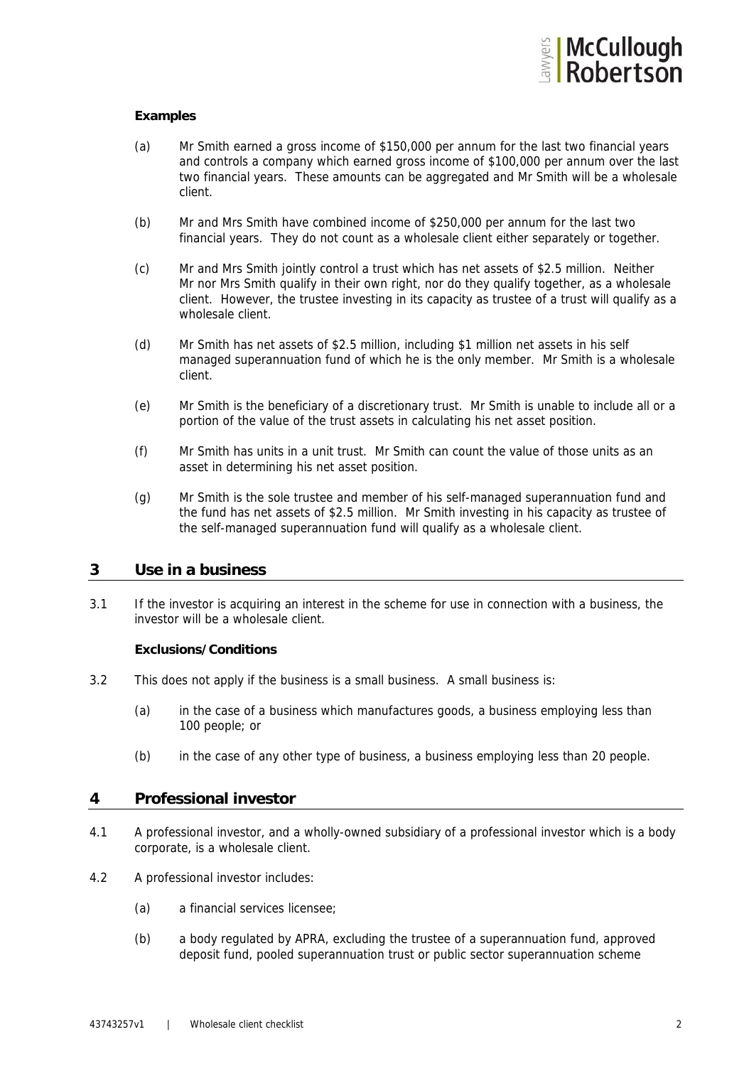**Examples**

(a) Mr Smith earned a gross income of $150,000 per annum for the last two financial years and controls a company which earned gross income of $100,000 per annum over the last two financial years. These amounts can be aggregated and Mr Smith will be a wholesale client.

(b) Mr and Mrs Smith have combined income of $250,000 per annum for the last two financial years. They do not count as a wholesale client either separately or together.

(c) Mr and Mrs Smith jointly control a trust which has net assets of $2.5 million. Neither Mr nor Mrs Smith qualify in their own right, nor do they qualify together, as a wholesale client. However, the trustee investing in its capacity as trustee of a trust will qualify as a wholesale client.

(d) Mr Smith has net assets of $2.5 million, including $1 million net assets in his self managed superannuation fund of which he is the only member. Mr Smith is a wholesale client.

(e) Mr Smith is the beneficiary of a discretionary trust. Mr Smith is unable to include all or a portion of the value of the trust assets in calculating his net asset position.

(f) Mr Smith has units in a unit trust. Mr Smith can count the value of those units as an asset in determining his net asset position.

(g) Mr Smith is the sole trustee and member of his self-managed superannuation fund and the fund has net assets of $2.5 million. Mr Smith investing in his capacity as trustee of the self-managed superannuation fund will qualify as a wholesale client.

## 3 Use in a business

3.1 If the investor is acquiring an interest in the scheme for use in connection with a business, the investor will be a wholesale client.

**Exclusions/Conditions**

3.2 This does not apply if the business is a small business. A small business is:

(a) in the case of a business which manufactures goods, a business employing less than 100 people; or

(b) in the case of any other type of business, a business employing less than 20 people.

## 4 Professional investor

4.1 A professional investor, and a wholly-owned subsidiary of a professional investor which is a body corporate, is a wholesale client.

4.2 A professional investor includes:

(a) a financial services licensee;

(b) a body regulated by APRA, excluding the trustee of a superannuation fund, approved deposit fund, pooled superannuation trust or public sector superannuation scheme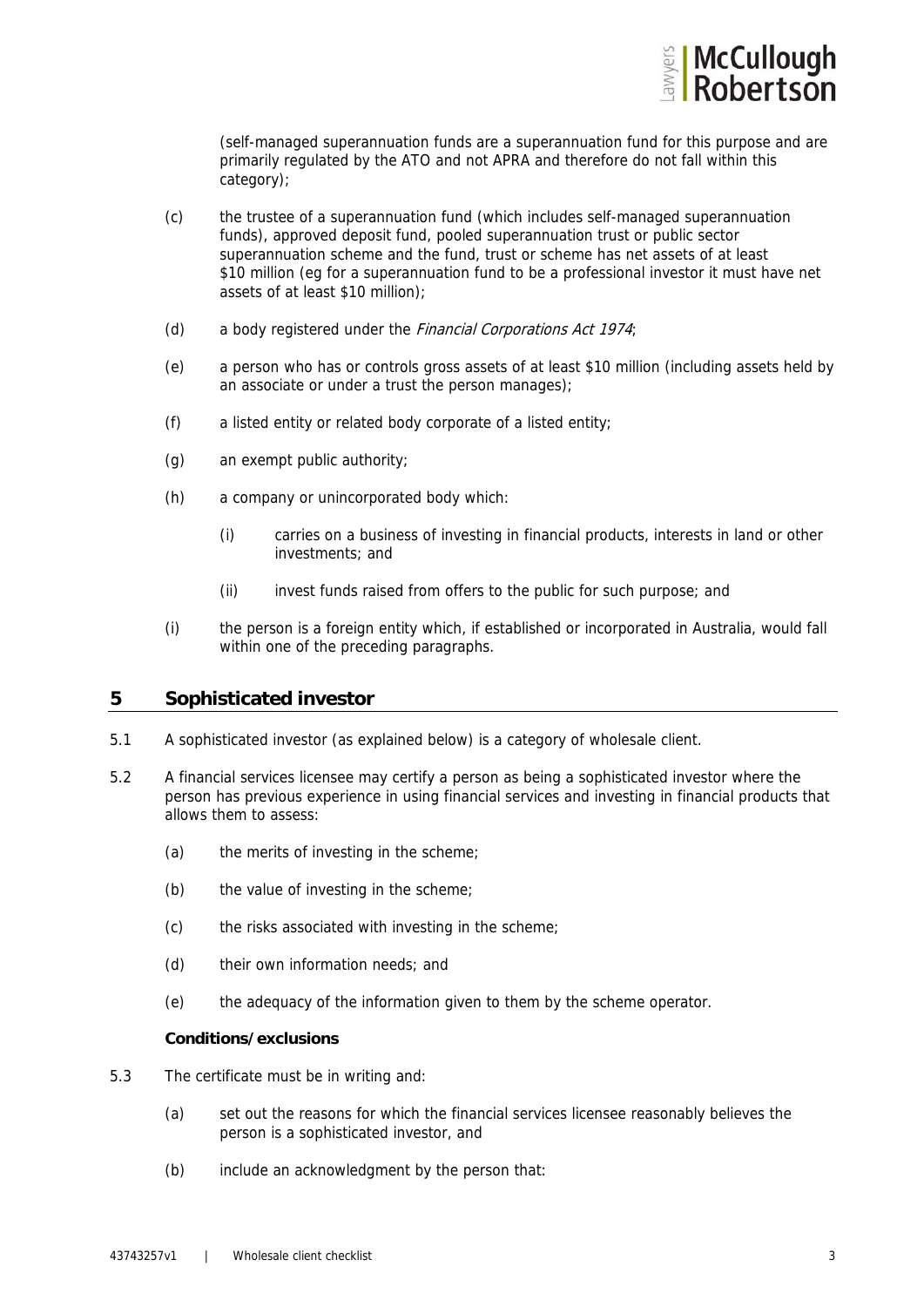(self-managed superannuation funds are a superannuation fund for this purpose and are primarily regulated by the ATO and not APRA and therefore do not fall within this category);

(c) the trustee of a superannuation fund (which includes self-managed superannuation funds), approved deposit fund, pooled superannuation trust or public sector superannuation scheme and the fund, trust or scheme has net assets of at least $10 million (eg for a superannuation fund to be a professional investor it must have net assets of at least $10 million);

(d) a body registered under the *Financial Corporations Act 1974*;

(e) a person who has or controls gross assets of at least $10 million (including assets held by an associate or under a trust the person manages);

(f) a listed entity or related body corporate of a listed entity;

(g) an exempt public authority;

(h) a company or unincorporated body which:

  (i) carries on a business of investing in financial products, interests in land or other investments; and

  (ii) invest funds raised from offers to the public for such purpose; and

(i) the person is a foreign entity which, if established or incorporated in Australia, would fall within one of the preceding paragraphs.

## 5 Sophisticated investor

5.1 A sophisticated investor (as explained below) is a category of wholesale client.

5.2 A financial services licensee may certify a person as being a sophisticated investor where the person has previous experience in using financial services and investing in financial products that allows them to assess:

(a) the merits of investing in the scheme;

(b) the value of investing in the scheme;

(c) the risks associated with investing in the scheme;

(d) their own information needs; and

(e) the adequacy of the information given to them by the scheme operator.

**Conditions/exclusions**

5.3 The certificate must be in writing and:

(a) set out the reasons for which the financial services licensee reasonably believes the person is a sophisticated investor, and

(b) include an acknowledgment by the person that: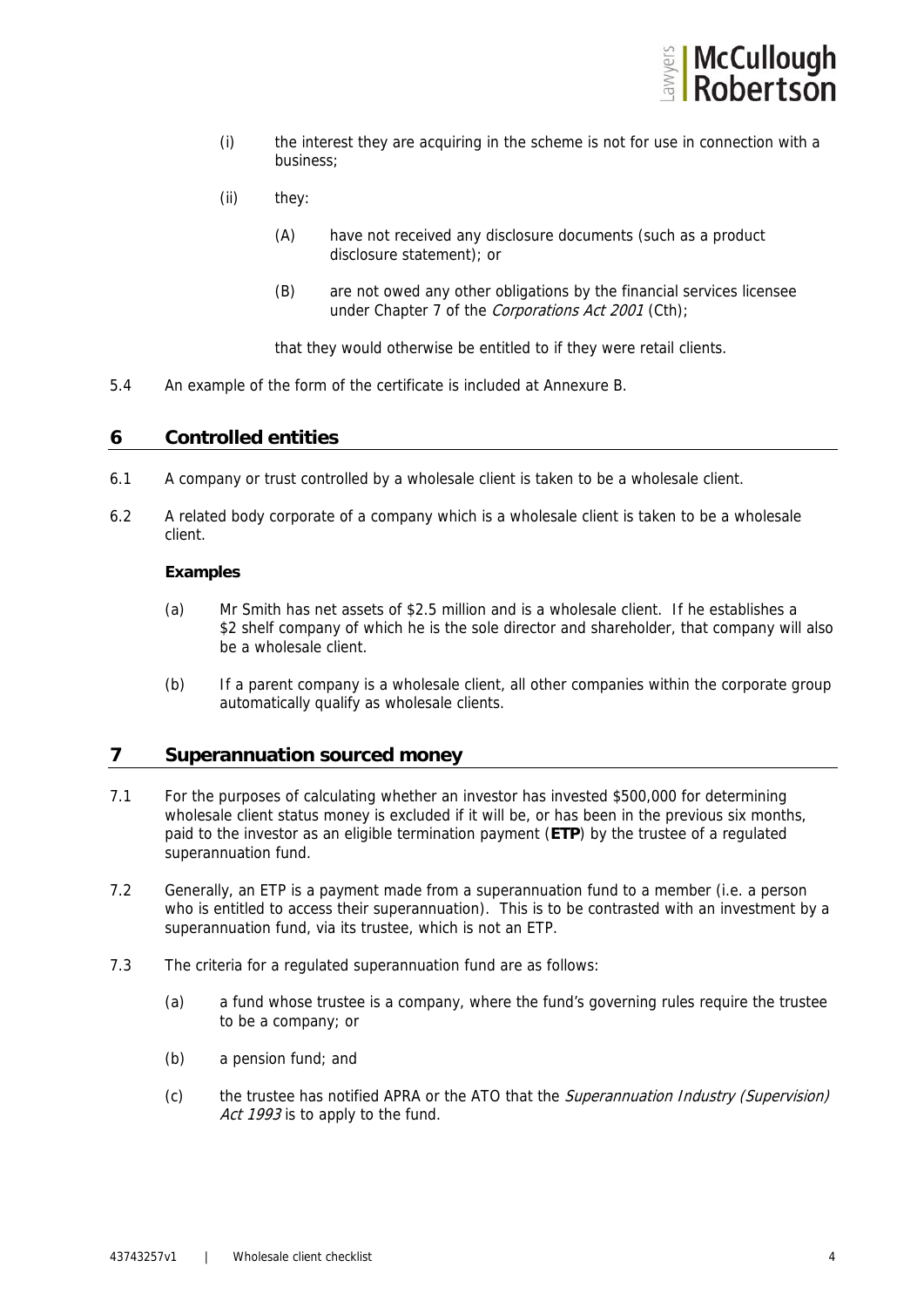(i) the interest they are acquiring in the scheme is not for use in connection with a business;

(ii) they:

(A) have not received any disclosure documents (such as a product disclosure statement); or

(B) are not owed any other obligations by the financial services licensee under Chapter 7 of the *Corporations Act 2001* (Cth);

that they would otherwise be entitled to if they were retail clients.

5.4 An example of the form of the certificate is included at Annexure B.

## 6 Controlled entities

6.1 A company or trust controlled by a wholesale client is taken to be a wholesale client.

6.2 A related body corporate of a company which is a wholesale client is taken to be a wholesale client.

**Examples**

(a) Mr Smith has net assets of $2.5 million and is a wholesale client. If he establishes a $2 shelf company of which he is the sole director and shareholder, that company will also be a wholesale client.

(b) If a parent company is a wholesale client, all other companies within the corporate group automatically qualify as wholesale clients.

## 7 Superannuation sourced money

7.1 For the purposes of calculating whether an investor has invested $500,000 for determining wholesale client status money is excluded if it will be, or has been in the previous six months, paid to the investor as an eligible termination payment (**ETP**) by the trustee of a regulated superannuation fund.

7.2 Generally, an ETP is a payment made from a superannuation fund to a member (i.e. a person who is entitled to access their superannuation). This is to be contrasted with an investment by a superannuation fund, via its trustee, which is not an ETP.

7.3 The criteria for a regulated superannuation fund are as follows:

(a) a fund whose trustee is a company, where the fund's governing rules require the trustee to be a company; or

(b) a pension fund; and

(c) the trustee has notified APRA or the ATO that the *Superannuation Industry (Supervision) Act 1993* is to apply to the fund.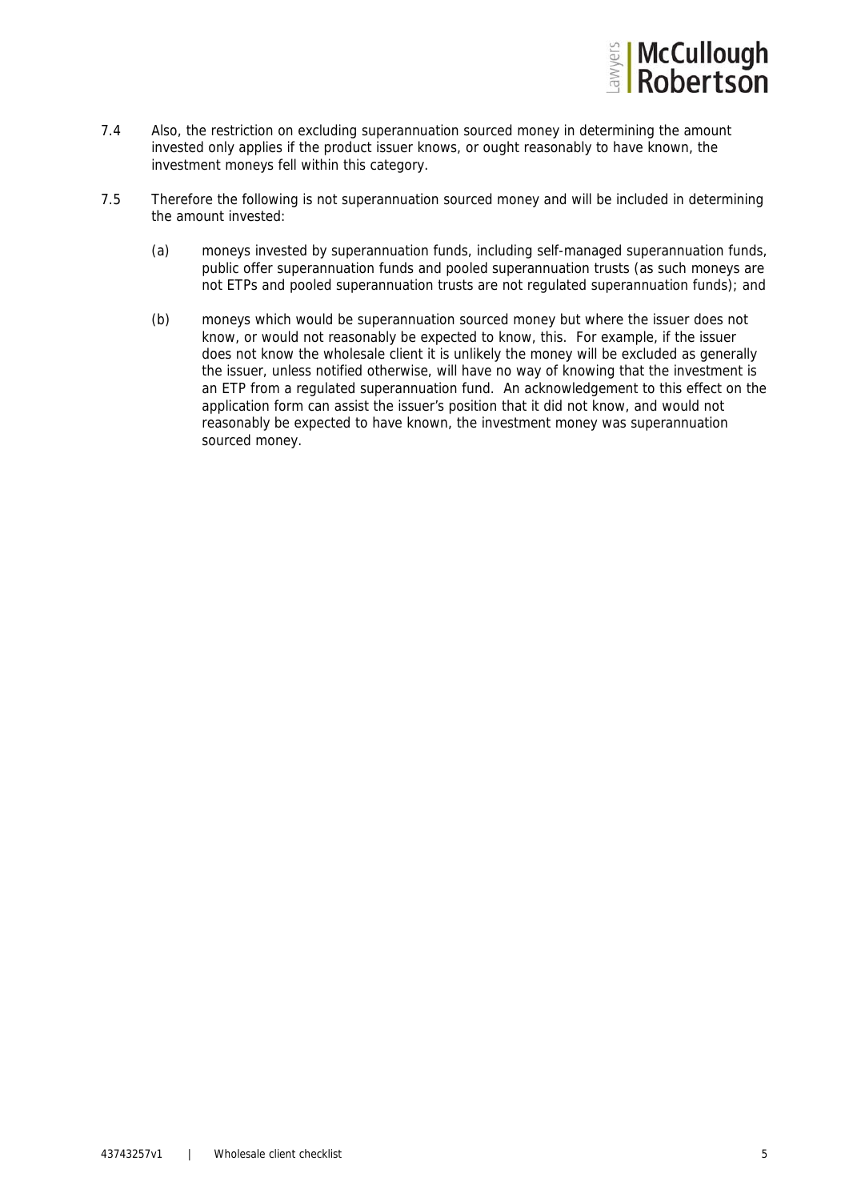7.4 Also, the restriction on excluding superannuation sourced money in determining the amount invested only applies if the product issuer knows, or ought reasonably to have known, the investment moneys fell within this category.

7.5 Therefore the following is not superannuation sourced money and will be included in determining the amount invested:

(a) moneys invested by superannuation funds, including self-managed superannuation funds, public offer superannuation funds and pooled superannuation trusts (as such moneys are not ETPs and pooled superannuation trusts are not regulated superannuation funds); and

(b) moneys which would be superannuation sourced money but where the issuer does not know, or would not reasonably be expected to know, this. For example, if the issuer does not know the wholesale client it is unlikely the money will be excluded as generally the issuer, unless notified otherwise, will have no way of knowing that the investment is an ETP from a regulated superannuation fund. An acknowledgement to this effect on the application form can assist the issuer's position that it did not know, and would not reasonably be expected to have known, the investment money was superannuation sourced money.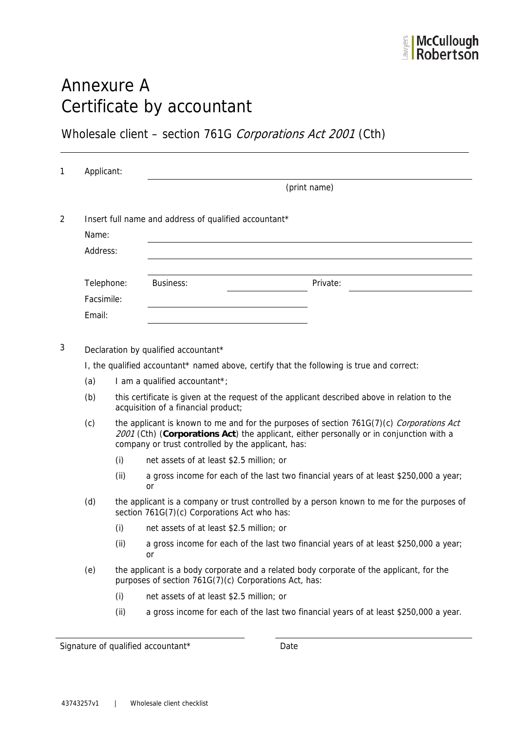# Annexure A
# Certificate by accountant

## Wholesale client – section 761G *Corporations Act 2001* (Cth)

1 Applicant: ______________________________

(print name)

2 Insert full name and address of qualified accountant*

Name: ______________________________

Address: ______________________________

______________________________

Telephone: Business: ______________ Private: ______________

Facsimile: ______________________________

Email: ______________________________

3 Declaration by qualified accountant*

I, the qualified accountant* named above, certify that the following is true and correct:

(a) I am a qualified accountant*;

(b) this certificate is given at the request of the applicant described above in relation to the acquisition of a financial product;

(c) the applicant is known to me and for the purposes of section 761G(7)(c) *Corporations Act 2001* (Cth) (**Corporations Act**) the applicant, either personally or in conjunction with a company or trust controlled by the applicant, has:

 (i) net assets of at least $2.5 million; or

 (ii) a gross income for each of the last two financial years of at least $250,000 a year; or

(d) the applicant is a company or trust controlled by a person known to me for the purposes of section 761G(7)(c) Corporations Act who has:

 (i) net assets of at least $2.5 million; or

 (ii) a gross income for each of the last two financial years of at least $250,000 a year; or

(e) the applicant is a body corporate and a related body corporate of the applicant, for the purposes of section 761G(7)(c) Corporations Act, has:

 (i) net assets of at least $2.5 million; or

 (ii) a gross income for each of the last two financial years of at least $250,000 a year.

______________________________ ______________________________

Signature of qualified accountant* Date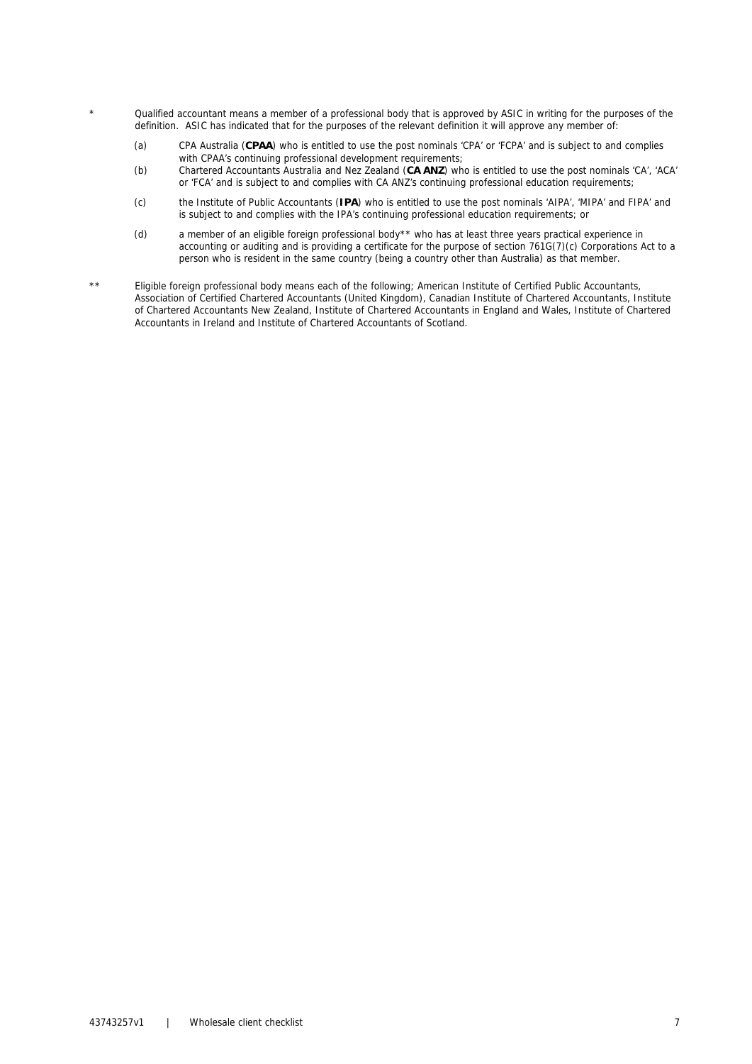\* Qualified accountant means a member of a professional body that is approved by ASIC in writing for the purposes of the definition. ASIC has indicated that for the purposes of the relevant definition it will approve any member of:

(a) CPA Australia (**CPAA**) who is entitled to use the post nominals 'CPA' or 'FCPA' and is subject to and complies with CPAA's continuing professional development requirements;

(b) Chartered Accountants Australia and Nez Zealand (**CA ANZ**) who is entitled to use the post nominals 'CA', 'ACA' or 'FCA' and is subject to and complies with CA ANZ's continuing professional education requirements;

(c) the Institute of Public Accountants (**IPA**) who is entitled to use the post nominals 'AIPA', 'MIPA' and FIPA' and is subject to and complies with the IPA's continuing professional education requirements; or

(d) a member of an eligible foreign professional body** who has at least three years practical experience in accounting or auditing and is providing a certificate for the purpose of section 761G(7)(c) Corporations Act to a person who is resident in the same country (being a country other than Australia) as that member.

\*\* Eligible foreign professional body means each of the following; American Institute of Certified Public Accountants, Association of Certified Chartered Accountants (United Kingdom), Canadian Institute of Chartered Accountants, Institute of Chartered Accountants New Zealand, Institute of Chartered Accountants in England and Wales, Institute of Chartered Accountants in Ireland and Institute of Chartered Accountants of Scotland.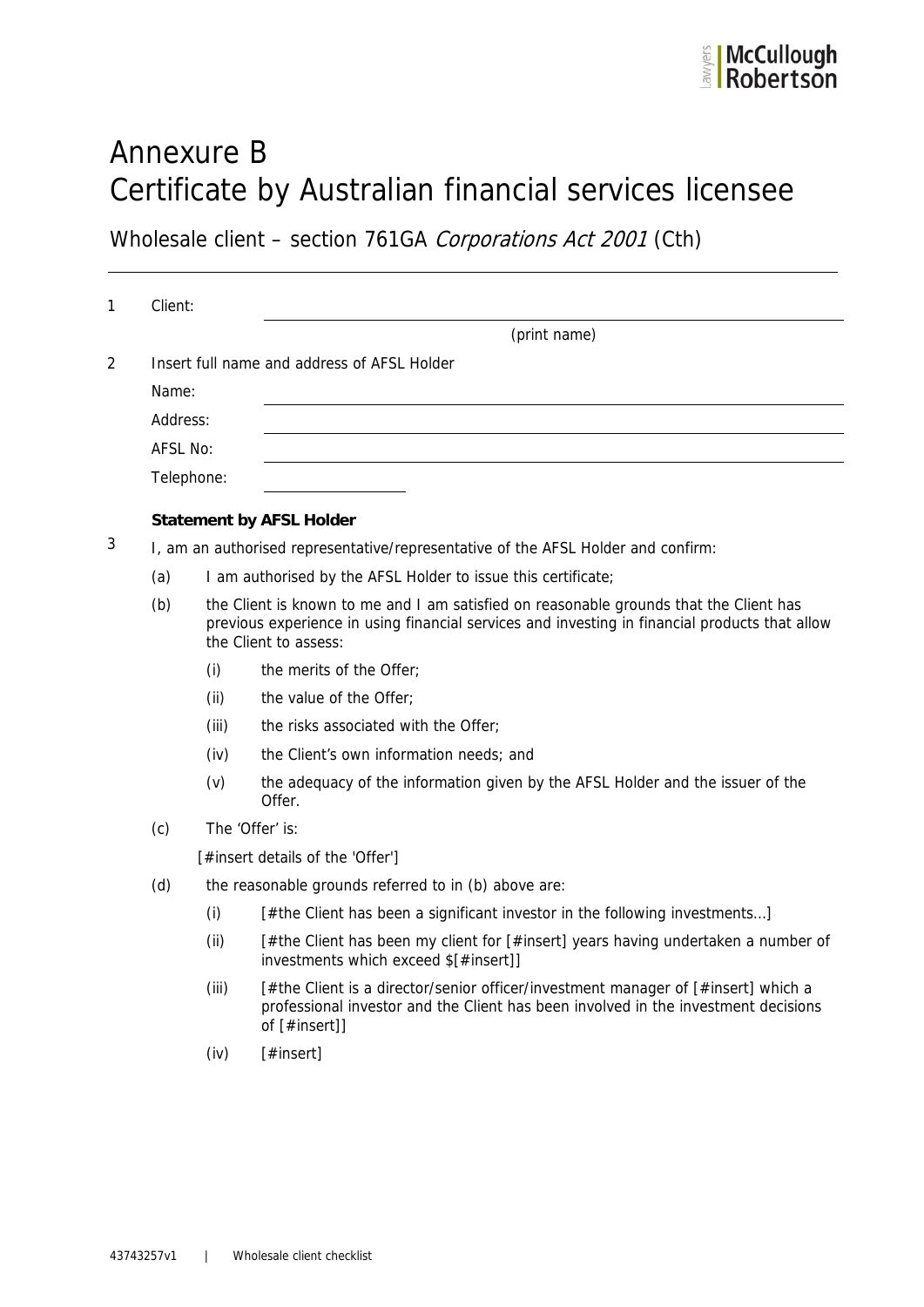# Annexure B
# Certificate by Australian financial services licensee

## Wholesale client – section 761GA *Corporations Act 2001* (Cth)

---

1 Client: ______________________________________________

(print name)

2 Insert full name and address of AFSL Holder

Name: ______________________________________________

Address: ______________________________________________

AFSL No: ______________________________________________

Telephone: ______________

**Statement by AFSL Holder**

3 I, am an authorised representative/representative of the AFSL Holder and confirm:

(a) I am authorised by the AFSL Holder to issue this certificate;

(b) the Client is known to me and I am satisfied on reasonable grounds that the Client has previous experience in using financial services and investing in financial products that allow the Client to assess:

(i) the merits of the Offer;

(ii) the value of the Offer;

(iii) the risks associated with the Offer;

(iv) the Client's own information needs; and

(v) the adequacy of the information given by the AFSL Holder and the issuer of the Offer.

(c) The 'Offer' is:

[#insert details of the 'Offer']

(d) the reasonable grounds referred to in (b) above are:

(i) [#the Client has been a significant investor in the following investments…]

(ii) [#the Client has been my client for [#insert] years having undertaken a number of investments which exceed $[#insert]]

(iii) [#the Client is a director/senior officer/investment manager of [#insert] which a professional investor and the Client has been involved in the investment decisions of [#insert]]

(iv) [#insert]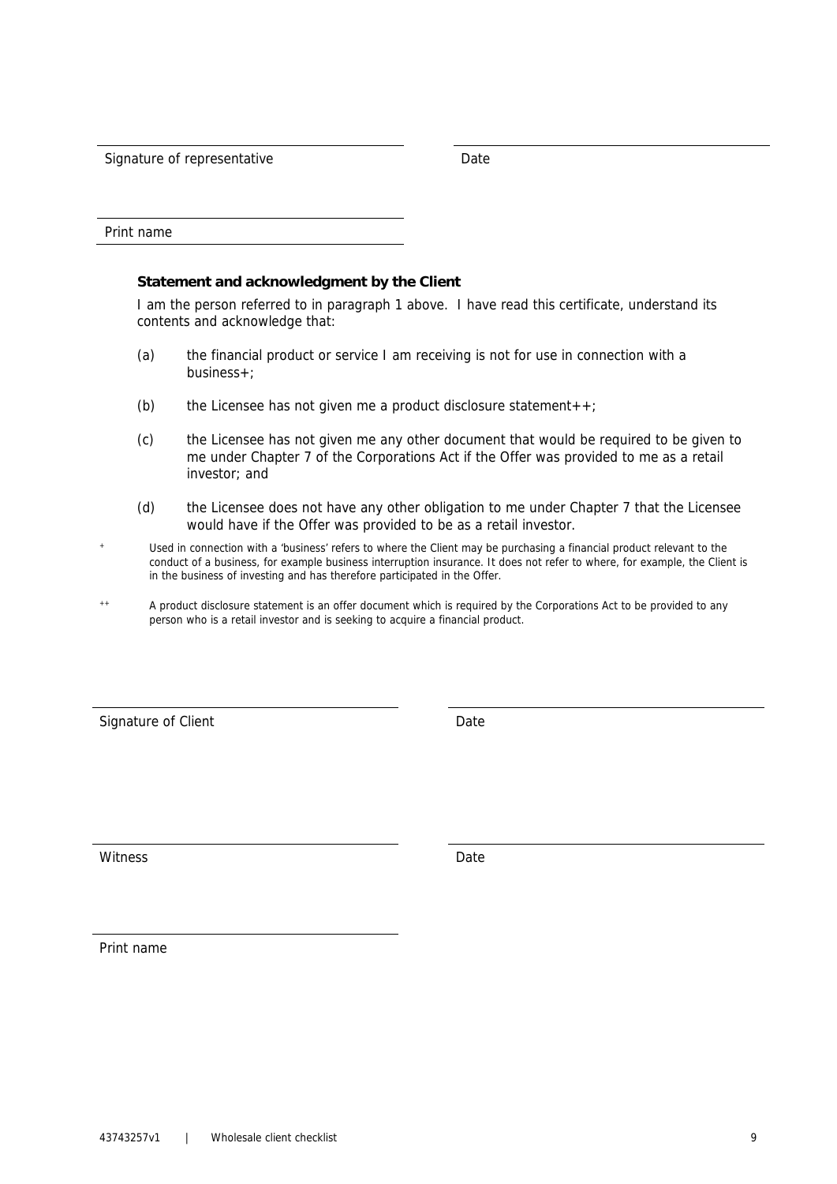Signature of representative

Date

Print name

**Statement and acknowledgment by the Client**

I am the person referred to in paragraph 1 above. I have read this certificate, understand its contents and acknowledge that:

(a) the financial product or service I am receiving is not for use in connection with a business+;

(b) the Licensee has not given me a product disclosure statement++;

(c) the Licensee has not given me any other document that would be required to be given to me under Chapter 7 of the Corporations Act if the Offer was provided to me as a retail investor; and

(d) the Licensee does not have any other obligation to me under Chapter 7 that the Licensee would have if the Offer was provided to be as a retail investor.

+ Used in connection with a 'business' refers to where the Client may be purchasing a financial product relevant to the conduct of a business, for example business interruption insurance. It does not refer to where, for example, the Client is in the business of investing and has therefore participated in the Offer.

++ A product disclosure statement is an offer document which is required by the Corporations Act to be provided to any person who is a retail investor and is seeking to acquire a financial product.

Signature of Client

Date

Witness

Date

Print name